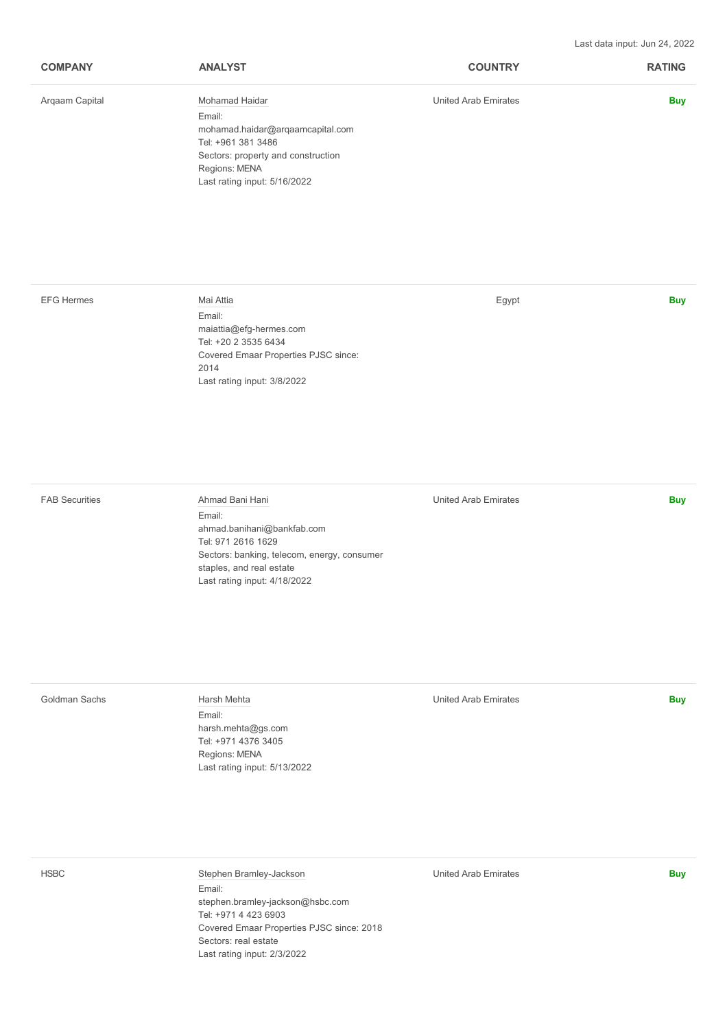Last data input: Jun 24, 2022

| COMPANY | ANALYST | COUNTRY | RATING |
| --- | --- | --- | --- |
| Arqaam Capital | Mohamad Haidar<br>Email:<br>mohamad.haidar@arqaamcapital.com<br>Tel: +961 381 3486<br>Sectors: property and construction<br>Regions: MENA<br>Last rating input: 5/16/2022 | United Arab Emirates | **Buy** |
| EFG Hermes | Mai Attia<br>Email:<br>maiattia@efg-hermes.com<br>Tel: +20 2 3535 6434<br>Covered Emaar Properties PJSC since: 2014<br>Last rating input: 3/8/2022 | Egypt | **Buy** |
| FAB Securities | Ahmad Bani Hani<br>Email:<br>ahmad.banihani@bankfab.com<br>Tel: 971 2616 1629<br>Sectors: banking, telecom, energy, consumer staples, and real estate<br>Last rating input: 4/18/2022 | United Arab Emirates | **Buy** |
| Goldman Sachs | Harsh Mehta<br>Email:<br>harsh.mehta@gs.com<br>Tel: +971 4376 3405<br>Regions: MENA<br>Last rating input: 5/13/2022 | United Arab Emirates | **Buy** |
| HSBC | Stephen Bramley-Jackson<br>Email:<br>stephen.bramley-jackson@hsbc.com<br>Tel: +971 4 423 6903<br>Covered Emaar Properties PJSC since: 2018<br>Sectors: real estate<br>Last rating input: 2/3/2022 | United Arab Emirates | **Buy** |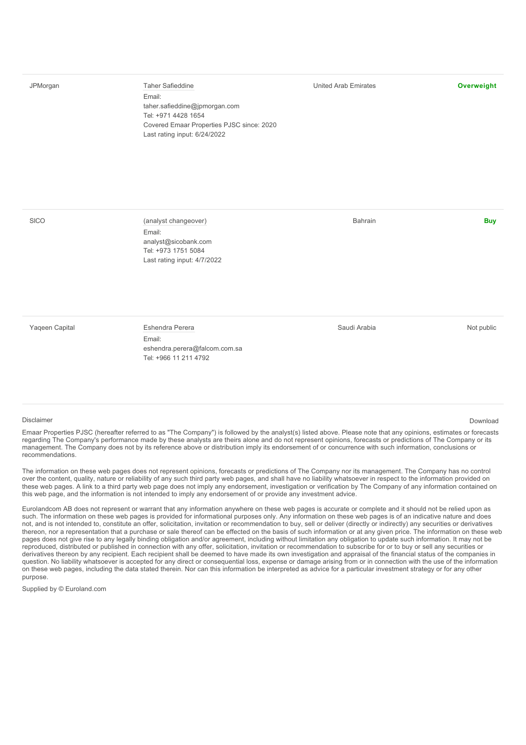| | | | |
|---|---|---|---|
| JPMorgan | Taher Safieddine<br>Email:<br>taher.safieddine@jpmorgan.com<br>Tel: +971 4428 1654<br>Covered Emaar Properties PJSC since: 2020<br>Last rating input: 6/24/2022 | United Arab Emirates | **Overweight** |
| SICO | (analyst changeover)<br>Email:<br>analyst@sicobank.com<br>Tel: +973 1751 5084<br>Last rating input: 4/7/2022 | Bahrain | **Buy** |
| Yaqeen Capital | Eshendra Perera<br>Email:<br>eshendra.perera@falcom.com.sa<br>Tel: +966 11 211 4792 | Saudi Arabia | Not public |

Disclaimer

Download

Emaar Properties PJSC (hereafter referred to as "The Company") is followed by the analyst(s) listed above. Please note that any opinions, estimates or forecasts regarding The Company's performance made by these analysts are theirs alone and do not represent opinions, forecasts or predictions of The Company or its management. The Company does not by its reference above or distribution imply its endorsement of or concurrence with such information, conclusions or recommendations.

The information on these web pages does not represent opinions, forecasts or predictions of The Company nor its management. The Company has no control over the content, quality, nature or reliability of any such third party web pages, and shall have no liability whatsoever in respect to the information provided on these web pages. A link to a third party web page does not imply any endorsement, investigation or verification by The Company of any information contained on this web page, and the information is not intended to imply any endorsement of or provide any investment advice.

Eurolandcom AB does not represent or warrant that any information anywhere on these web pages is accurate or complete and it should not be relied upon as such. The information on these web pages is provided for informational purposes only. Any information on these web pages is of an indicative nature and does not, and is not intended to, constitute an offer, solicitation, invitation or recommendation to buy, sell or deliver (directly or indirectly) any securities or derivatives thereon, nor a representation that a purchase or sale thereof can be effected on the basis of such information or at any given price. The information on these web pages does not give rise to any legally binding obligation and/or agreement, including without limitation any obligation to update such information. It may not be reproduced, distributed or published in connection with any offer, solicitation, invitation or recommendation to subscribe for or to buy or sell any securities or derivatives thereon by any recipient. Each recipient shall be deemed to have made its own investigation and appraisal of the financial status of the companies in question. No liability whatsoever is accepted for any direct or consequential loss, expense or damage arising from or in connection with the use of the information on these web pages, including the data stated therein. Nor can this information be interpreted as advice for a particular investment strategy or for any other purpose.

Supplied by © Euroland.com